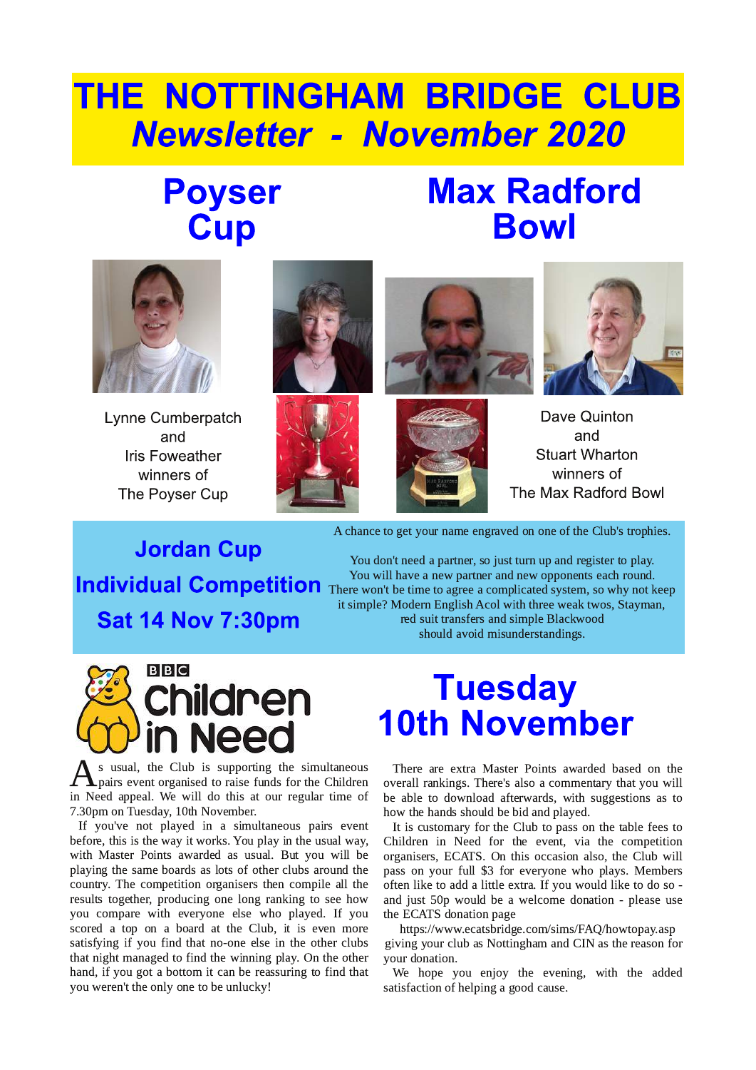# THE NOTTINGHAM BRIDGE CLUB
## *Newsletter - November 2020*

## Poyser Cup

Lynne Cumberpatch and Iris Foweather winners of The Poyser Cup

## Max Radford Bowl

Dave Quinton and Stuart Wharton winners of The Max Radford Bowl

## Jordan Cup Individual Competition Sat 14 Nov 7:30pm

A chance to get your name engraved on one of the Club's trophies.

You don't need a partner, so just turn up and register to play. You will have a new partner and new opponents each round. There won't be time to agree a complicated system, so why not keep it simple? Modern English Acol with three weak twos, Stayman, red suit transfers and simple Blackwood should avoid misunderstandings.

## BBC Children in Need

## Tuesday 10th November

As usual, the Club is supporting the simultaneous pairs event organised to raise funds for the Children in Need appeal. We will do this at our regular time of 7.30pm on Tuesday, 10th November.

If you've not played in a simultaneous pairs event before, this is the way it works. You play in the usual way, with Master Points awarded as usual. But you will be playing the same boards as lots of other clubs around the country. The competition organisers then compile all the results together, producing one long ranking to see how you compare with everyone else who played. If you scored a top on a board at the Club, it is even more satisfying if you find that no-one else in the other clubs that night managed to find the winning play. On the other hand, if you got a bottom it can be reassuring to find that you weren't the only one to be unlucky!

There are extra Master Points awarded based on the overall rankings. There's also a commentary that you will be able to download afterwards, with suggestions as to how the hands should be bid and played.

It is customary for the Club to pass on the table fees to Children in Need for the event, via the competition organisers, ECATS. On this occasion also, the Club will pass on your full $3 for everyone who plays. Members often like to add a little extra. If you would like to do so - and just 50p would be a welcome donation - please use the ECATS donation page

https://www.ecatsbridge.com/sims/FAQ/howtopay.asp

giving your club as Nottingham and CIN as the reason for your donation.

We hope you enjoy the evening, with the added satisfaction of helping a good cause.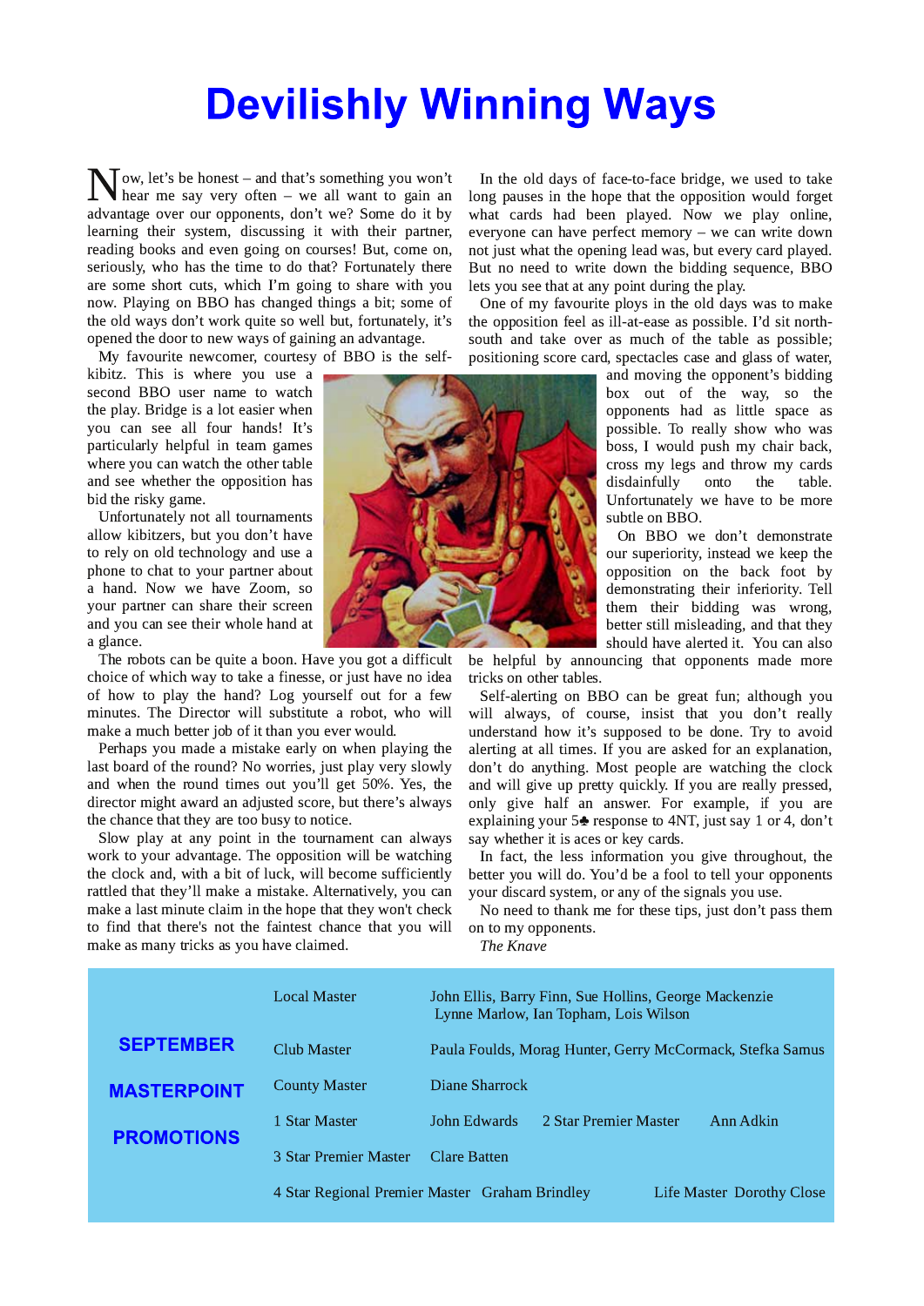# Devilishly Winning Ways

Now, let's be honest – and that's something you won't hear me say very often – we all want to gain an advantage over our opponents, don't we? Some do it by learning their system, discussing it with their partner, reading books and even going on courses! But, come on, seriously, who has the time to do that? Fortunately there are some short cuts, which I'm going to share with you now. Playing on BBO has changed things a bit; some of the old ways don't work quite so well but, fortunately, it's opened the door to new ways of gaining an advantage.

My favourite newcomer, courtesy of BBO is the self-kibitz. This is where you use a second BBO user name to watch the play. Bridge is a lot easier when you can see all four hands! It's particularly helpful in team games where you can watch the other table and see whether the opposition has bid the risky game.

Unfortunately not all tournaments allow kibitzers, but you don't have to rely on old technology and use a phone to chat to your partner about a hand. Now we have Zoom, so your partner can share their screen and you can see their whole hand at a glance.

The robots can be quite a boon. Have you got a difficult choice of which way to take a finesse, or just have no idea of how to play the hand? Log yourself out for a few minutes. The Director will substitute a robot, who will make a much better job of it than you ever would.

Perhaps you made a mistake early on when playing the last board of the round? No worries, just play very slowly and when the round times out you'll get 50%. Yes, the director might award an adjusted score, but there's always the chance that they are too busy to notice.

Slow play at any point in the tournament can always work to your advantage. The opposition will be watching the clock and, with a bit of luck, will become sufficiently rattled that they'll make a mistake. Alternatively, you can make a last minute claim in the hope that they won't check to find that there's not the faintest chance that you will make as many tricks as you have claimed.

In the old days of face-to-face bridge, we used to take long pauses in the hope that the opposition would forget what cards had been played. Now we play online, everyone can have perfect memory – we can write down not just what the opening lead was, but every card played. But no need to write down the bidding sequence, BBO lets you see that at any point during the play.

One of my favourite ploys in the old days was to make the opposition feel as ill-at-ease as possible. I'd sit north-south and take over as much of the table as possible; positioning score card, spectacles case and glass of water, and moving the opponent's bidding box out of the way, so the opponents had as little space as possible. To really show who was boss, I would push my chair back, cross my legs and throw my cards disdainfully onto the table. Unfortunately we have to be more subtle on BBO.

On BBO we don't demonstrate our superiority, instead we keep the opposition on the back foot by demonstrating their inferiority. Tell them their bidding was wrong, better still misleading, and that they should have alerted it. You can also be helpful by announcing that opponents made more tricks on other tables.

Self-alerting on BBO can be great fun; although you will always, of course, insist that you don't really understand how it's supposed to be done. Try to avoid alerting at all times. If you are asked for an explanation, don't do anything. Most people are watching the clock and will give up pretty quickly. If you are really pressed, only give half an answer. For example, if you are explaining your 5♣ response to 4NT, just say 1 or 4, don't say whether it is aces or key cards.

In fact, the less information you give throughout, the better you will do. You'd be a fool to tell your opponents your discard system, or any of the signals you use.

No need to thank me for these tips, just don't pass them on to my opponents.

*The Knave*

| **SEPTEMBER MASTERPOINT PROMOTIONS** | | |
|---|---|---|
| | Local Master | John Ellis, Barry Finn, Sue Hollins, George Mackenzie, Lynne Marlow, Ian Topham, Lois Wilson |
| | Club Master | Paula Foulds, Morag Hunter, Gerry McCormack, Stefka Samus |
| | County Master | Diane Sharrock |
| | 1 Star Master | John Edwards |
| | 2 Star Premier Master | Ann Adkin |
| | 3 Star Premier Master | Clare Batten |
| | 4 Star Regional Premier Master | Graham Brindley |
| | Life Master | Dorothy Close |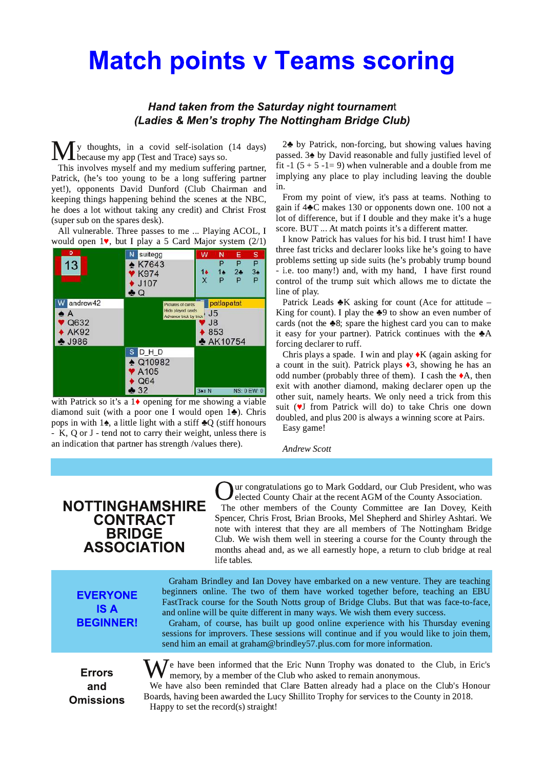# Match points v Teams scoring

***Hand taken from the Saturday night tournament***
***(Ladies & Men's trophy The Nottingham Bridge Club)***

My thoughts, in a covid self-isolation (14 days) because my app (Test and Trace) says so.

This involves myself and my medium suffering partner, Patrick, (he's too young to be a long suffering partner yet!), opponents David Dunford (Club Chairman and keeping things happening behind the scenes at the NBC, he does a lot without taking any credit) and Christ Frost (super sub on the spares desk).

All vulnerable. Three passes to me ... Playing ACOL, I would open 1♥, but I play a 5 Card Major system (2/1)

| | N suitegg | W N E S |
|---|---|---|
| D 13 | ♠ K7643<br>♥ K974<br>♦ J107<br>♣ Q | P P P<br>1♦ 1♠ 2♣ 3♠<br>X P P P |
| **W andrew42**<br>♠ A<br>♥ Q632<br>♦ AK92<br>♣ J986 | | **E patlapatat**<br>♠ J5<br>♥ J8<br>♦ 853<br>♣ AK10754 |
| | **S D_H_D**<br>♠ Q10982<br>♥ A105<br>♦ Q64<br>♣ 32 | 3♠x N &nbsp; NS: 0 EW: 0 |

with Patrick so it's a 1♦ opening for me showing a viable diamond suit (with a poor one I would open 1♣). Chris pops in with 1♠, a little light with a stiff ♣Q (stiff honours - K, Q or J - tend not to carry their weight, unless there is an indication that partner has strength /values there).

2♣ by Patrick, non-forcing, but showing values having passed. 3♠ by David reasonable and fully justified level of fit -1 (5 + 5 -1= 9) when vulnerable and a double from me implying any place to play including leaving the double in.

From my point of view, it's pass at teams. Nothing to gain if 4♣C makes 130 or opponents down one. 100 not a lot of difference, but if I double and they make it's a huge score. BUT ... At match points it's a different matter.

I know Patrick has values for his bid. I trust him! I have three fast tricks and declarer looks like he's going to have problems setting up side suits (he's probably trump bound - i.e. too many!) and, with my hand, I have first round control of the trump suit which allows me to dictate the line of play.

Patrick Leads ♣K asking for count (Ace for attitude – King for count). I play the ♣9 to show an even number of cards (not the ♣8; spare the highest card you can to make it easy for your partner). Patrick continues with the ♣A forcing declarer to ruff.

Chris plays a spade. I win and play ♦K (again asking for a count in the suit). Patrick plays ♦3, showing he has an odd number (probably three of them). I cash the ♦A, then exit with another diamond, making declarer open up the other suit, namely hearts. We only need a trick from this suit (♥J from Patrick will do) to take Chris one down doubled, and plus 200 is always a winning score at Pairs.

Easy game!

*Andrew Scott*

---

## NOTTINGHAMSHIRE CONTRACT BRIDGE ASSOCIATION

Our congratulations go to Mark Goddard, our Club President, who was elected County Chair at the recent AGM of the County Association.

The other members of the County Committee are Ian Dovey, Keith Spencer, Chris Frost, Brian Brooks, Mel Shepherd and Shirley Ashtari. We note with interest that they are all members of The Nottingham Bridge Club. We wish them well in steering a course for the County through the months ahead and, as we all earnestly hope, a return to club bridge at real life tables.

## EVERYONE IS A BEGINNER!

Graham Brindley and Ian Dovey have embarked on a new venture. They are teaching beginners online. The two of them have worked together before, teaching an EBU FastTrack course for the South Notts group of Bridge Clubs. But that was face-to-face, and online will be quite different in many ways. We wish them every success.

Graham, of course, has built up good online experience with his Thursday evening sessions for improvers. These sessions will continue and if you would like to join them, send him an email at graham@brindley57.plus.com for more information.

## Errors and Omissions

We have been informed that the Eric Nunn Trophy was donated to the Club, in Eric's memory, by a member of the Club who asked to remain anonymous.

We have also been reminded that Clare Batten already had a place on the Club's Honour Boards, having been awarded the Lucy Shillito Trophy for services to the County in 2018.

Happy to set the record(s) straight!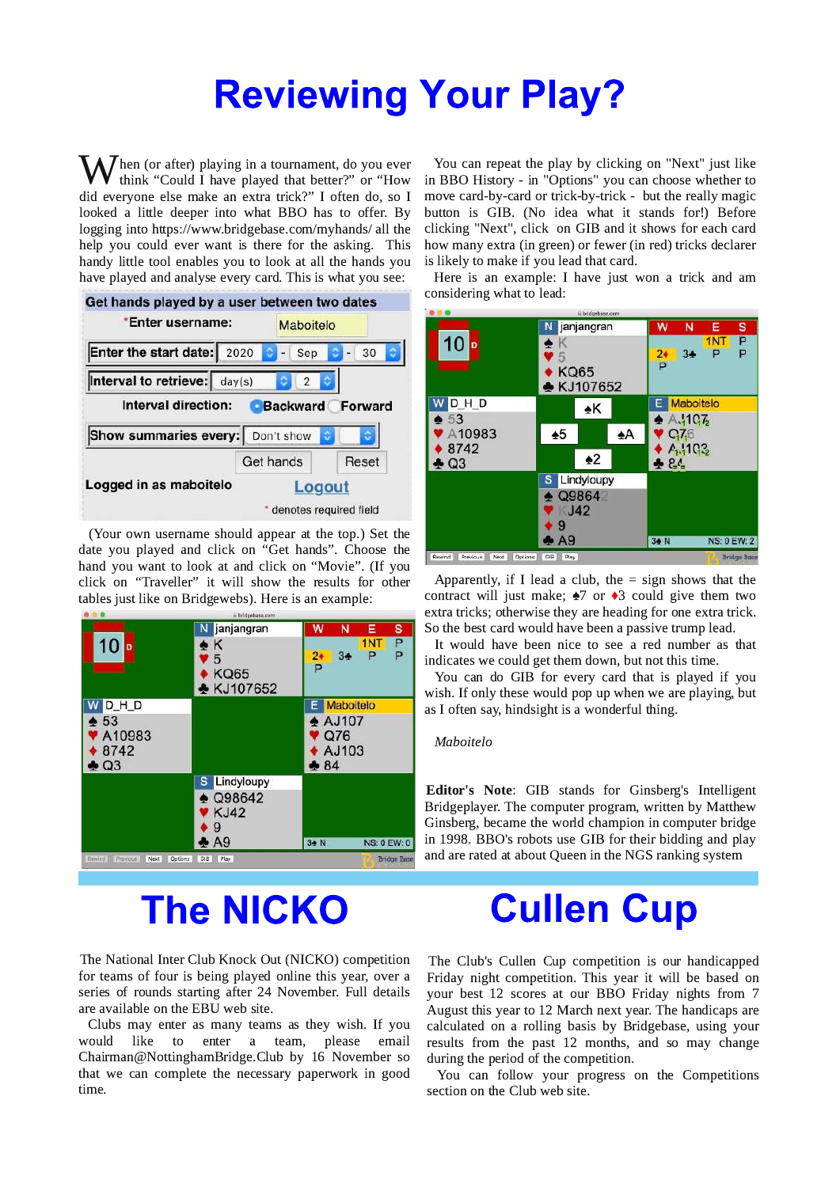# Reviewing Your Play?

When (or after) playing in a tournament, do you ever think "Could I have played that better?" or "How did everyone else make an extra trick?" I often do, so I looked a little deeper into what BBO has to offer. By logging into https://www.bridgebase.com/myhands/ all the help you could ever want is there for the asking. This handy little tool enables you to look at all the hands you have played and analyse every card. This is what you see:

Get hands played by a user between two dates

*Enter username: Maboitelo

Enter the start date: 2020 - Sep - 30

Interval to retrieve: day(s) 2

Interval direction: Backward Forward

Show summaries every: Don't show

Get hands Reset

Logged in as maboitelo Logout

* denotes required field

(Your own username should appear at the top.) Set the date you played and click on "Get hands". Choose the hand you want to look at and click on "Movie". (If you click on "Traveller" it will show the results for other tables just like on Bridgewebs). Here is an example:

10 D

N janjangran
♠ K
♥ 5
♦ KQ65
♣ KJ107652

| W | N | E | S |
|---|---|---|---|
| | | 1NT | P |
| 2♦ | 3♣ | P | P |
| P | | | |

W D_H_D
♠ 53
♥ A10983
♦ 8742
♣ Q3

E Maboitelo
♠ AJ107
♥ Q76
♦ AJ103
♣ 84

S Lindyloupy
♠ Q98642
♥ KJ42
♦ 9
♣ A9

3♣ N NS: 0 EW: 0

Rewind Previous Next Options GIB Play

You can repeat the play by clicking on "Next" just like in BBO History - in "Options" you can choose whether to move card-by-card or trick-by-trick - but the really magic button is GIB. (No idea what it stands for!) Before clicking "Next", click on GIB and it shows for each card how many extra (in green) or fewer (in red) tricks declarer is likely to make if you lead that card.

Here is an example: I have just won a trick and am considering what to lead:

10 D

N janjangran
♠ K
♥ 5
♦ KQ65
♣ KJ107652

| W | N | E | S |
|---|---|---|---|
| | | 1NT | P |
| 2♦ | 3♣ | P | P |
| P | | | |

W D_H_D
♠ 53
♥ A10983
♦ 8742
♣ Q3

♠K
♠5 ♠A
♠2

E Maboitelo
♠ AJ107
♥ Q76
♦ AJ103
♣ 84

S Lindyloupy
♠ Q98642
♥ KJ42
♦ 9
♣ A9

3♣ N NS: 0 EW: 2

Rewind Previous Next Options GIB Play

Apparently, if I lead a club, the = sign shows that the contract will just make; ♠7 or ♦3 could give them two extra tricks; otherwise they are heading for one extra trick. So the best card would have been a passive trump lead.

It would have been nice to see a red number as that indicates we could get them down, but not this time.

You can do GIB for every card that is played if you wish. If only these would pop up when we are playing, but as I often say, hindsight is a wonderful thing.

*Maboitelo*

**Editor's Note**: GIB stands for Ginsberg's Intelligent Bridgeplayer. The computer program, written by Matthew Ginsberg, became the world champion in computer bridge in 1998. BBO's robots use GIB for their bidding and play and are rated at about Queen in the NGS ranking system

# The NICKO

The National Inter Club Knock Out (NICKO) competition for teams of four is being played online this year, over a series of rounds starting after 24 November. Full details are available on the EBU web site.

Clubs may enter as many teams as they wish. If you would like to enter a team, please email Chairman@NottinghamBridge.Club by 16 November so that we can complete the necessary paperwork in good time.

# Cullen Cup

The Club's Cullen Cup competition is our handicapped Friday night competition. This year it will be based on your best 12 scores at our BBO Friday nights from 7 August this year to 12 March next year. The handicaps are calculated on a rolling basis by Bridgebase, using your results from the past 12 months, and so may change during the period of the competition.

You can follow your progress on the Competitions section on the Club web site.